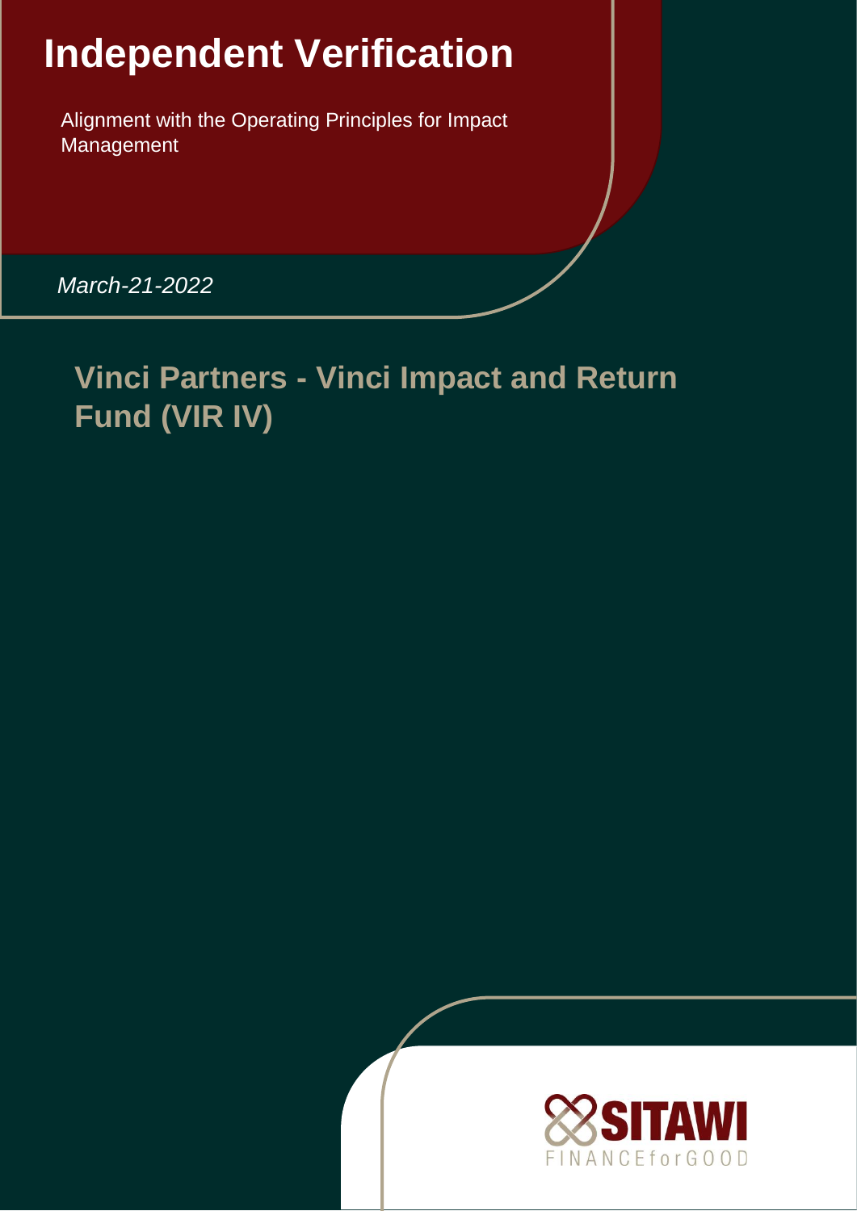# Independent Verification

Alignment with the Operating Principles for Impact Management

*March-21-2022*

## Vinci Partners - Vinci Impact and Return Fund (VIR IV)

SITAWI
FINANCEforGOOD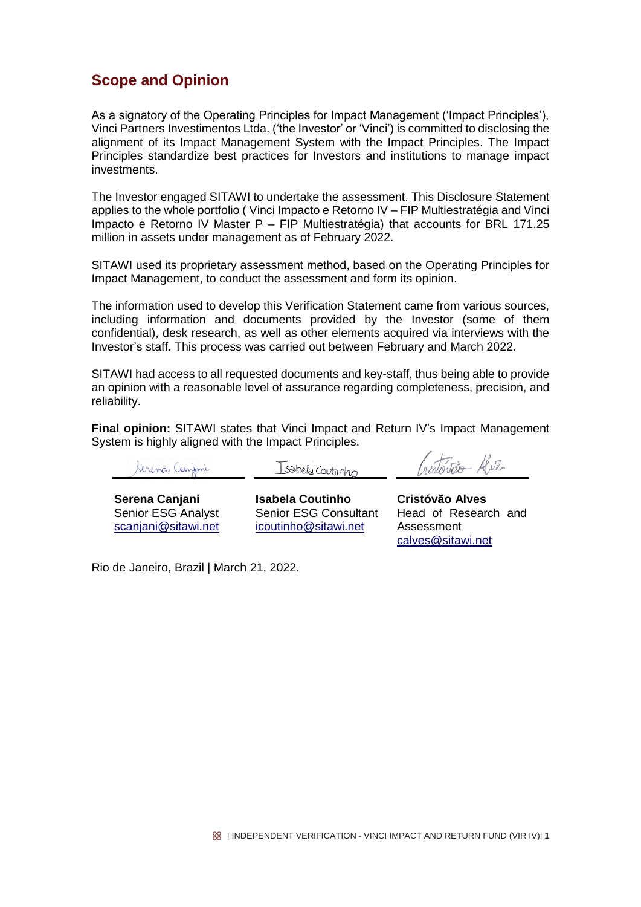## Scope and Opinion

As a signatory of the Operating Principles for Impact Management ('Impact Principles'), Vinci Partners Investimentos Ltda. ('the Investor' or 'Vinci') is committed to disclosing the alignment of its Impact Management System with the Impact Principles. The Impact Principles standardize best practices for Investors and institutions to manage impact investments.

The Investor engaged SITAWI to undertake the assessment. This Disclosure Statement applies to the whole portfolio ( Vinci Impacto e Retorno IV – FIP Multiestratégia and Vinci Impacto e Retorno IV Master P – FIP Multiestratégia) that accounts for BRL 171.25 million in assets under management as of February 2022.

SITAWI used its proprietary assessment method, based on the Operating Principles for Impact Management, to conduct the assessment and form its opinion.

The information used to develop this Verification Statement came from various sources, including information and documents provided by the Investor (some of them confidential), desk research, as well as other elements acquired via interviews with the Investor's staff. This process was carried out between February and March 2022.

SITAWI had access to all requested documents and key-staff, thus being able to provide an opinion with a reasonable level of assurance regarding completeness, precision, and reliability.

**Final opinion:** SITAWI states that Vinci Impact and Return IV's Impact Management System is highly aligned with the Impact Principles.

| | | |
|---|---|---|
| **Serena Canjani** | **Isabela Coutinho** | **Cristóvão Alves** |
| Senior ESG Analyst | Senior ESG Consultant | Head of Research and Assessment |
| scanjani@sitawi.net | icoutinho@sitawi.net | calves@sitawi.net |

Rio de Janeiro, Brazil | March 21, 2022.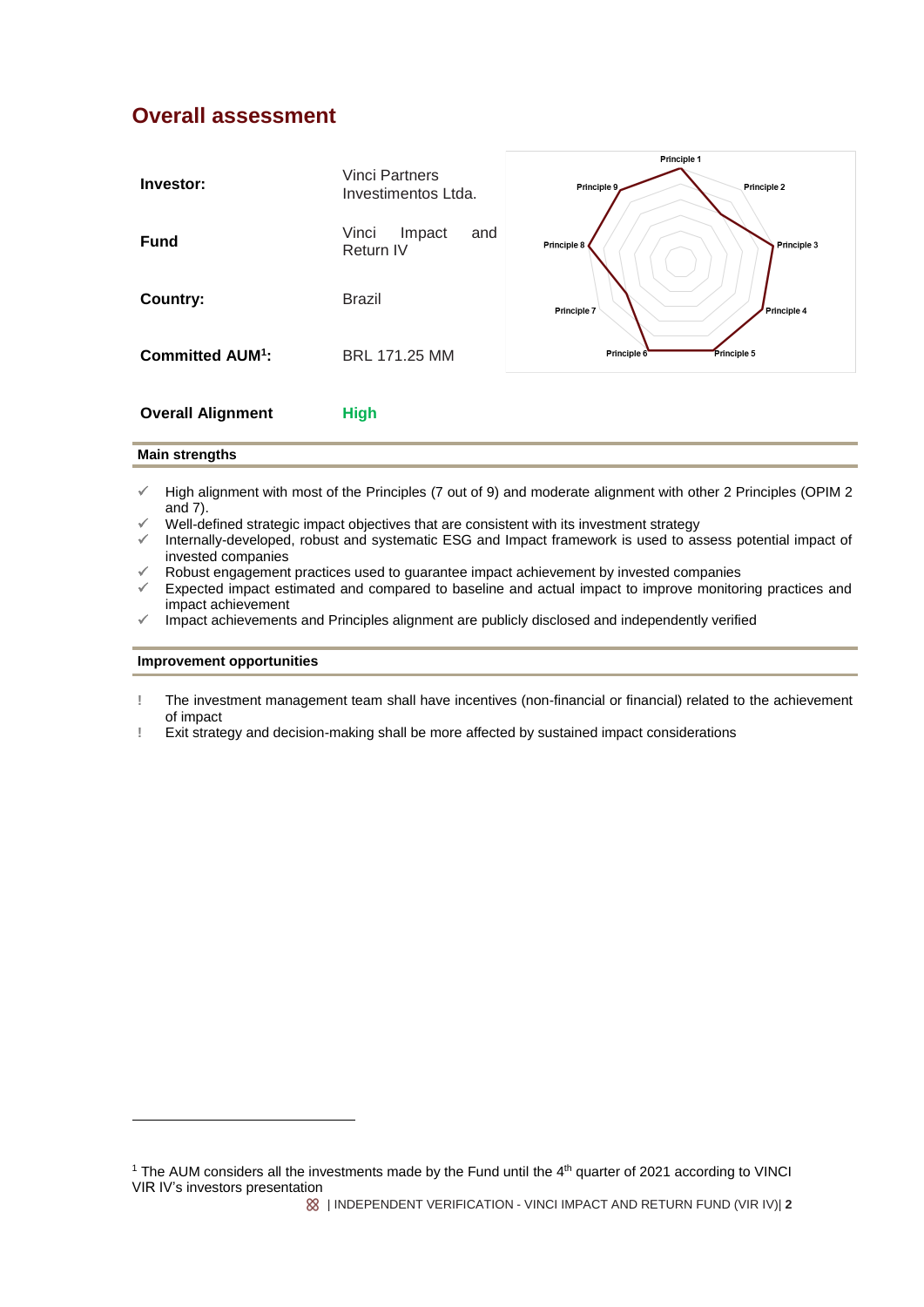## Overall assessment

| | |
|---|---|
| **Investor:** | Vinci Partners Investimentos Ltda. |
| **Fund** | Vinci Impact and Return IV |
| **Country:** | Brazil |
| **Committed AUM[1]:** | BRL 171.25 MM |
| **Overall Alignment** | **High** |

Principle 1
Principle 2
Principle 3
Principle 4
Principle 5
Principle 6
Principle 7
Principle 8
Principle 9

### Main strengths

- ✓ High alignment with most of the Principles (7 out of 9) and moderate alignment with other 2 Principles (OPIM 2 and 7).
- ✓ Well-defined strategic impact objectives that are consistent with its investment strategy
- ✓ Internally-developed, robust and systematic ESG and Impact framework is used to assess potential impact of invested companies
- ✓ Robust engagement practices used to guarantee impact achievement by invested companies
- ✓ Expected impact estimated and compared to baseline and actual impact to improve monitoring practices and impact achievement
- ✓ Impact achievements and Principles alignment are publicly disclosed and independently verified

### Improvement opportunities

- ! The investment management team shall have incentives (non-financial or financial) related to the achievement of impact
- ! Exit strategy and decision-making shall be more affected by sustained impact considerations

---

[1] The AUM considers all the investments made by the Fund until the 4th quarter of 2021 according to VINCI VIR IV's investors presentation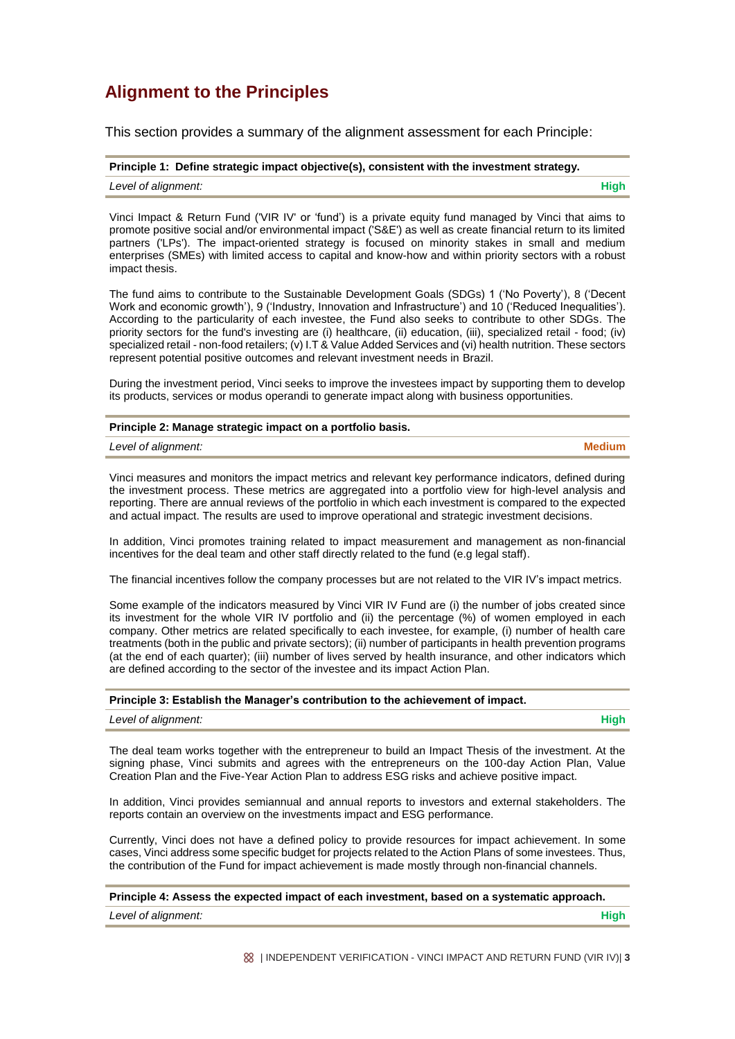## Alignment to the Principles

This section provides a summary of the alignment assessment for each Principle:

| | |
|---|---|
| **Principle 1: Define strategic impact objective(s), consistent with the investment strategy.** | |
| *Level of alignment:* | **High** |

Vinci Impact & Return Fund ('VIR IV' or 'fund') is a private equity fund managed by Vinci that aims to promote positive social and/or environmental impact ('S&E') as well as create financial return to its limited partners ('LPs'). The impact-oriented strategy is focused on minority stakes in small and medium enterprises (SMEs) with limited access to capital and know-how and within priority sectors with a robust impact thesis.

The fund aims to contribute to the Sustainable Development Goals (SDGs) 1 ('No Poverty'), 8 ('Decent Work and economic growth'), 9 ('Industry, Innovation and Infrastructure') and 10 ('Reduced Inequalities'). According to the particularity of each investee, the Fund also seeks to contribute to other SDGs. The priority sectors for the fund's investing are (i) healthcare, (ii) education, (iii), specialized retail - food; (iv) specialized retail - non-food retailers; (v) I.T & Value Added Services and (vi) health nutrition. These sectors represent potential positive outcomes and relevant investment needs in Brazil.

During the investment period, Vinci seeks to improve the investees impact by supporting them to develop its products, services or modus operandi to generate impact along with business opportunities.

| | |
|---|---|
| **Principle 2: Manage strategic impact on a portfolio basis.** | |
| *Level of alignment:* | **Medium** |

Vinci measures and monitors the impact metrics and relevant key performance indicators, defined during the investment process. These metrics are aggregated into a portfolio view for high-level analysis and reporting. There are annual reviews of the portfolio in which each investment is compared to the expected and actual impact. The results are used to improve operational and strategic investment decisions.

In addition, Vinci promotes training related to impact measurement and management as non-financial incentives for the deal team and other staff directly related to the fund (e.g legal staff).

The financial incentives follow the company processes but are not related to the VIR IV's impact metrics.

Some example of the indicators measured by Vinci VIR IV Fund are (i) the number of jobs created since its investment for the whole VIR IV portfolio and (ii) the percentage (%) of women employed in each company. Other metrics are related specifically to each investee, for example, (i) number of health care treatments (both in the public and private sectors); (ii) number of participants in health prevention programs (at the end of each quarter); (iii) number of lives served by health insurance, and other indicators which are defined according to the sector of the investee and its impact Action Plan.

| | |
|---|---|
| **Principle 3: Establish the Manager's contribution to the achievement of impact.** | |
| *Level of alignment:* | **High** |

The deal team works together with the entrepreneur to build an Impact Thesis of the investment. At the signing phase, Vinci submits and agrees with the entrepreneurs on the 100-day Action Plan, Value Creation Plan and the Five-Year Action Plan to address ESG risks and achieve positive impact.

In addition, Vinci provides semiannual and annual reports to investors and external stakeholders. The reports contain an overview on the investments impact and ESG performance.

Currently, Vinci does not have a defined policy to provide resources for impact achievement. In some cases, Vinci address some specific budget for projects related to the Action Plans of some investees. Thus, the contribution of the Fund for impact achievement is made mostly through non-financial channels.

| | |
|---|---|
| **Principle 4: Assess the expected impact of each investment, based on a systematic approach.** | |
| *Level of alignment:* | **High** |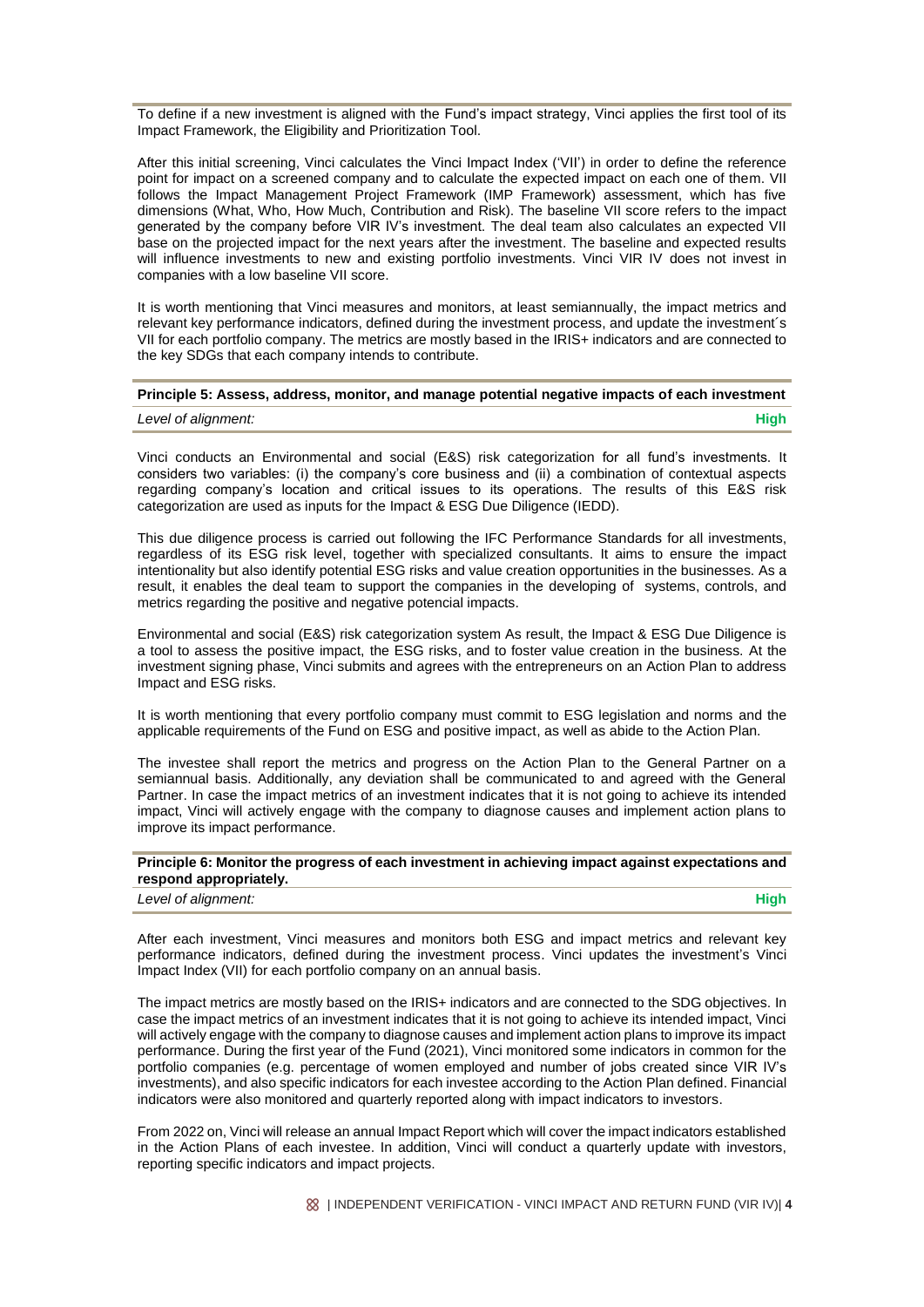To define if a new investment is aligned with the Fund's impact strategy, Vinci applies the first tool of its Impact Framework, the Eligibility and Prioritization Tool.

After this initial screening, Vinci calculates the Vinci Impact Index ('VII') in order to define the reference point for impact on a screened company and to calculate the expected impact on each one of them. VII follows the Impact Management Project Framework (IMP Framework) assessment, which has five dimensions (What, Who, How Much, Contribution and Risk). The baseline VII score refers to the impact generated by the company before VIR IV's investment. The deal team also calculates an expected VII base on the projected impact for the next years after the investment. The baseline and expected results will influence investments to new and existing portfolio investments. Vinci VIR IV does not invest in companies with a low baseline VII score.

It is worth mentioning that Vinci measures and monitors, at least semiannually, the impact metrics and relevant key performance indicators, defined during the investment process, and update the investment´s VII for each portfolio company. The metrics are mostly based in the IRIS+ indicators and are connected to the key SDGs that each company intends to contribute.

**Principle 5: Assess, address, monitor, and manage potential negative impacts of each investment**

*Level of alignment:* **High**

Vinci conducts an Environmental and social (E&S) risk categorization for all fund's investments. It considers two variables: (i) the company's core business and (ii) a combination of contextual aspects regarding company's location and critical issues to its operations. The results of this E&S risk categorization are used as inputs for the Impact & ESG Due Diligence (IEDD).

This due diligence process is carried out following the IFC Performance Standards for all investments, regardless of its ESG risk level, together with specialized consultants. It aims to ensure the impact intentionality but also identify potential ESG risks and value creation opportunities in the businesses. As a result, it enables the deal team to support the companies in the developing of systems, controls, and metrics regarding the positive and negative potencial impacts.

Environmental and social (E&S) risk categorization system As result, the Impact & ESG Due Diligence is a tool to assess the positive impact, the ESG risks, and to foster value creation in the business. At the investment signing phase, Vinci submits and agrees with the entrepreneurs on an Action Plan to address Impact and ESG risks.

It is worth mentioning that every portfolio company must commit to ESG legislation and norms and the applicable requirements of the Fund on ESG and positive impact, as well as abide to the Action Plan.

The investee shall report the metrics and progress on the Action Plan to the General Partner on a semiannual basis. Additionally, any deviation shall be communicated to and agreed with the General Partner. In case the impact metrics of an investment indicates that it is not going to achieve its intended impact, Vinci will actively engage with the company to diagnose causes and implement action plans to improve its impact performance.

**Principle 6: Monitor the progress of each investment in achieving impact against expectations and respond appropriately.**

*Level of alignment:* **High**

After each investment, Vinci measures and monitors both ESG and impact metrics and relevant key performance indicators, defined during the investment process. Vinci updates the investment's Vinci Impact Index (VII) for each portfolio company on an annual basis.

The impact metrics are mostly based on the IRIS+ indicators and are connected to the SDG objectives. In case the impact metrics of an investment indicates that it is not going to achieve its intended impact, Vinci will actively engage with the company to diagnose causes and implement action plans to improve its impact performance. During the first year of the Fund (2021), Vinci monitored some indicators in common for the portfolio companies (e.g. percentage of women employed and number of jobs created since VIR IV's investments), and also specific indicators for each investee according to the Action Plan defined. Financial indicators were also monitored and quarterly reported along with impact indicators to investors.

From 2022 on, Vinci will release an annual Impact Report which will cover the impact indicators established in the Action Plans of each investee. In addition, Vinci will conduct a quarterly update with investors, reporting specific indicators and impact projects.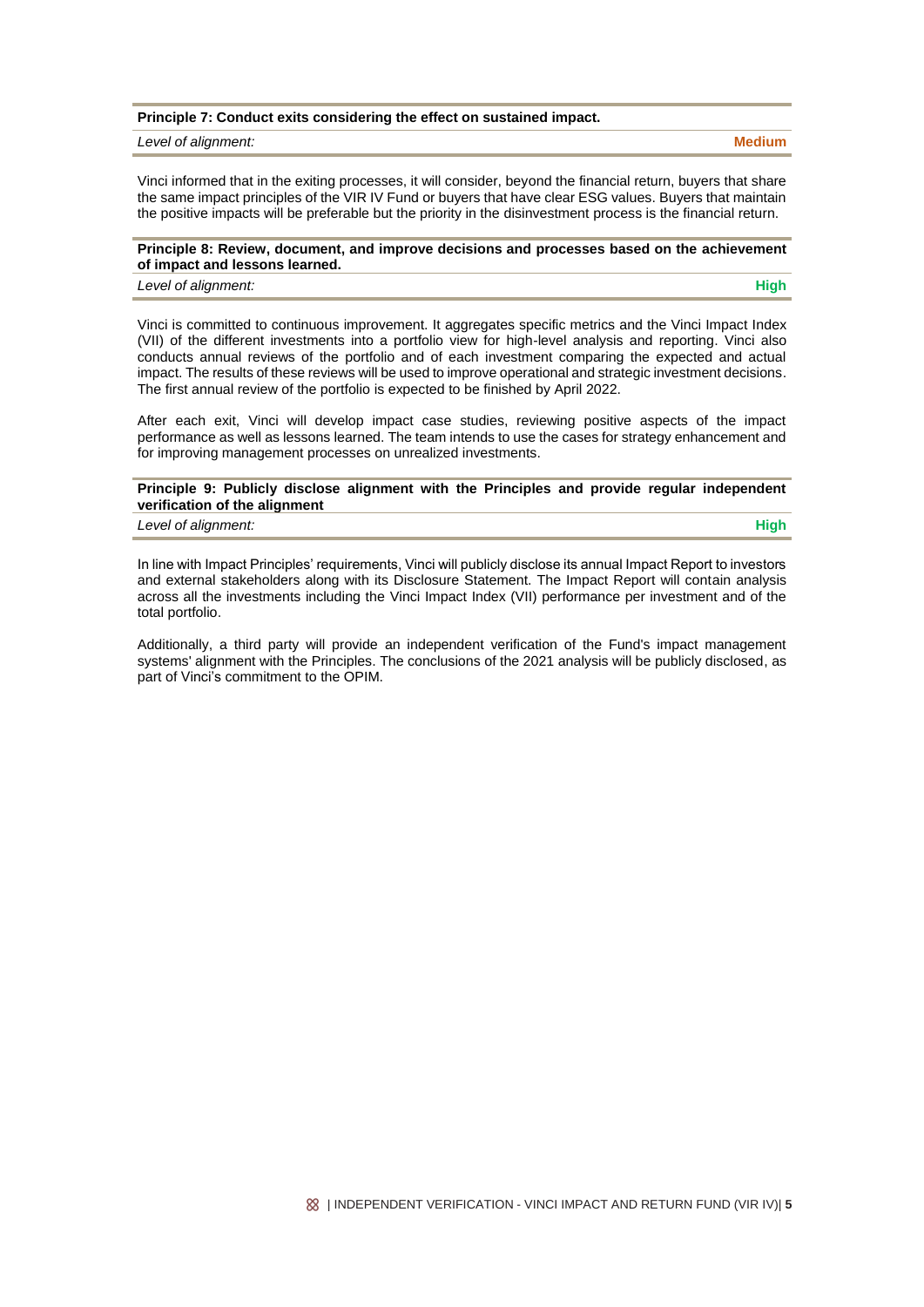**Principle 7: Conduct exits considering the effect on sustained impact.**

*Level of alignment:* **Medium**

Vinci informed that in the exiting processes, it will consider, beyond the financial return, buyers that share the same impact principles of the VIR IV Fund or buyers that have clear ESG values. Buyers that maintain the positive impacts will be preferable but the priority in the disinvestment process is the financial return.

**Principle 8: Review, document, and improve decisions and processes based on the achievement of impact and lessons learned.**

*Level of alignment:* **High**

Vinci is committed to continuous improvement. It aggregates specific metrics and the Vinci Impact Index (VII) of the different investments into a portfolio view for high-level analysis and reporting. Vinci also conducts annual reviews of the portfolio and of each investment comparing the expected and actual impact. The results of these reviews will be used to improve operational and strategic investment decisions. The first annual review of the portfolio is expected to be finished by April 2022.

After each exit, Vinci will develop impact case studies, reviewing positive aspects of the impact performance as well as lessons learned. The team intends to use the cases for strategy enhancement and for improving management processes on unrealized investments.

**Principle 9: Publicly disclose alignment with the Principles and provide regular independent verification of the alignment**

*Level of alignment:* **High**

In line with Impact Principles' requirements, Vinci will publicly disclose its annual Impact Report to investors and external stakeholders along with its Disclosure Statement. The Impact Report will contain analysis across all the investments including the Vinci Impact Index (VII) performance per investment and of the total portfolio.

Additionally, a third party will provide an independent verification of the Fund's impact management systems' alignment with the Principles. The conclusions of the 2021 analysis will be publicly disclosed, as part of Vinci's commitment to the OPIM.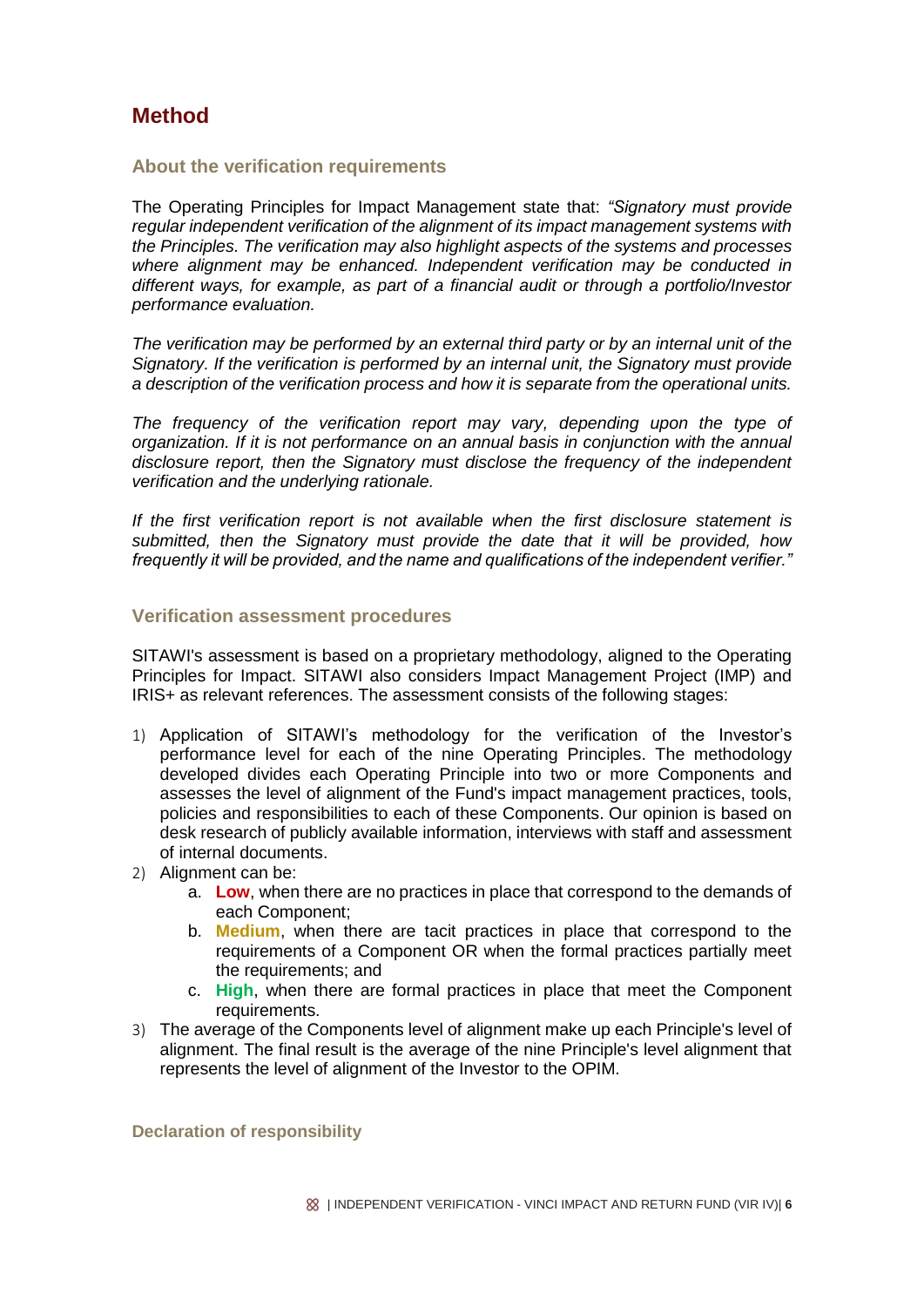## Method

### About the verification requirements

The Operating Principles for Impact Management state that: *"Signatory must provide regular independent verification of the alignment of its impact management systems with the Principles. The verification may also highlight aspects of the systems and processes where alignment may be enhanced. Independent verification may be conducted in different ways, for example, as part of a financial audit or through a portfolio/Investor performance evaluation.*

*The verification may be performed by an external third party or by an internal unit of the Signatory. If the verification is performed by an internal unit, the Signatory must provide a description of the verification process and how it is separate from the operational units.*

*The frequency of the verification report may vary, depending upon the type of organization. If it is not performance on an annual basis in conjunction with the annual disclosure report, then the Signatory must disclose the frequency of the independent verification and the underlying rationale.*

*If the first verification report is not available when the first disclosure statement is submitted, then the Signatory must provide the date that it will be provided, how frequently it will be provided, and the name and qualifications of the independent verifier."*

### Verification assessment procedures

SITAWI's assessment is based on a proprietary methodology, aligned to the Operating Principles for Impact. SITAWI also considers Impact Management Project (IMP) and IRIS+ as relevant references. The assessment consists of the following stages:

1) Application of SITAWI's methodology for the verification of the Investor's performance level for each of the nine Operating Principles. The methodology developed divides each Operating Principle into two or more Components and assesses the level of alignment of the Fund's impact management practices, tools, policies and responsibilities to each of these Components. Our opinion is based on desk research of publicly available information, interviews with staff and assessment of internal documents.
2) Alignment can be:
   a. **Low**, when there are no practices in place that correspond to the demands of each Component;
   b. **Medium**, when there are tacit practices in place that correspond to the requirements of a Component OR when the formal practices partially meet the requirements; and
   c. **High**, when there are formal practices in place that meet the Component requirements.
3) The average of the Components level of alignment make up each Principle's level of alignment. The final result is the average of the nine Principle's level alignment that represents the level of alignment of the Investor to the OPIM.

### Declaration of responsibility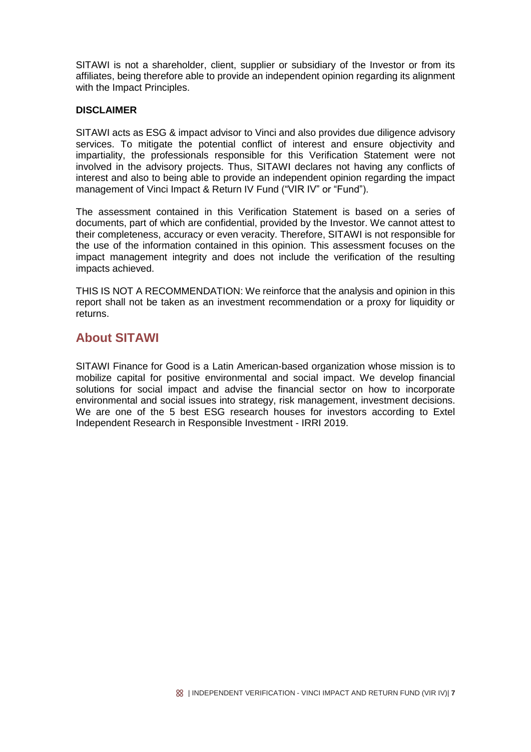SITAWI is not a shareholder, client, supplier or subsidiary of the Investor or from its affiliates, being therefore able to provide an independent opinion regarding its alignment with the Impact Principles.

**DISCLAIMER**

SITAWI acts as ESG & impact advisor to Vinci and also provides due diligence advisory services. To mitigate the potential conflict of interest and ensure objectivity and impartiality, the professionals responsible for this Verification Statement were not involved in the advisory projects. Thus, SITAWI declares not having any conflicts of interest and also to being able to provide an independent opinion regarding the impact management of Vinci Impact & Return IV Fund ("VIR IV" or "Fund").

The assessment contained in this Verification Statement is based on a series of documents, part of which are confidential, provided by the Investor. We cannot attest to their completeness, accuracy or even veracity. Therefore, SITAWI is not responsible for the use of the information contained in this opinion. This assessment focuses on the impact management integrity and does not include the verification of the resulting impacts achieved.

THIS IS NOT A RECOMMENDATION: We reinforce that the analysis and opinion in this report shall not be taken as an investment recommendation or a proxy for liquidity or returns.

## About SITAWI

SITAWI Finance for Good is a Latin American-based organization whose mission is to mobilize capital for positive environmental and social impact. We develop financial solutions for social impact and advise the financial sector on how to incorporate environmental and social issues into strategy, risk management, investment decisions. We are one of the 5 best ESG research houses for investors according to Extel Independent Research in Responsible Investment - IRRI 2019.